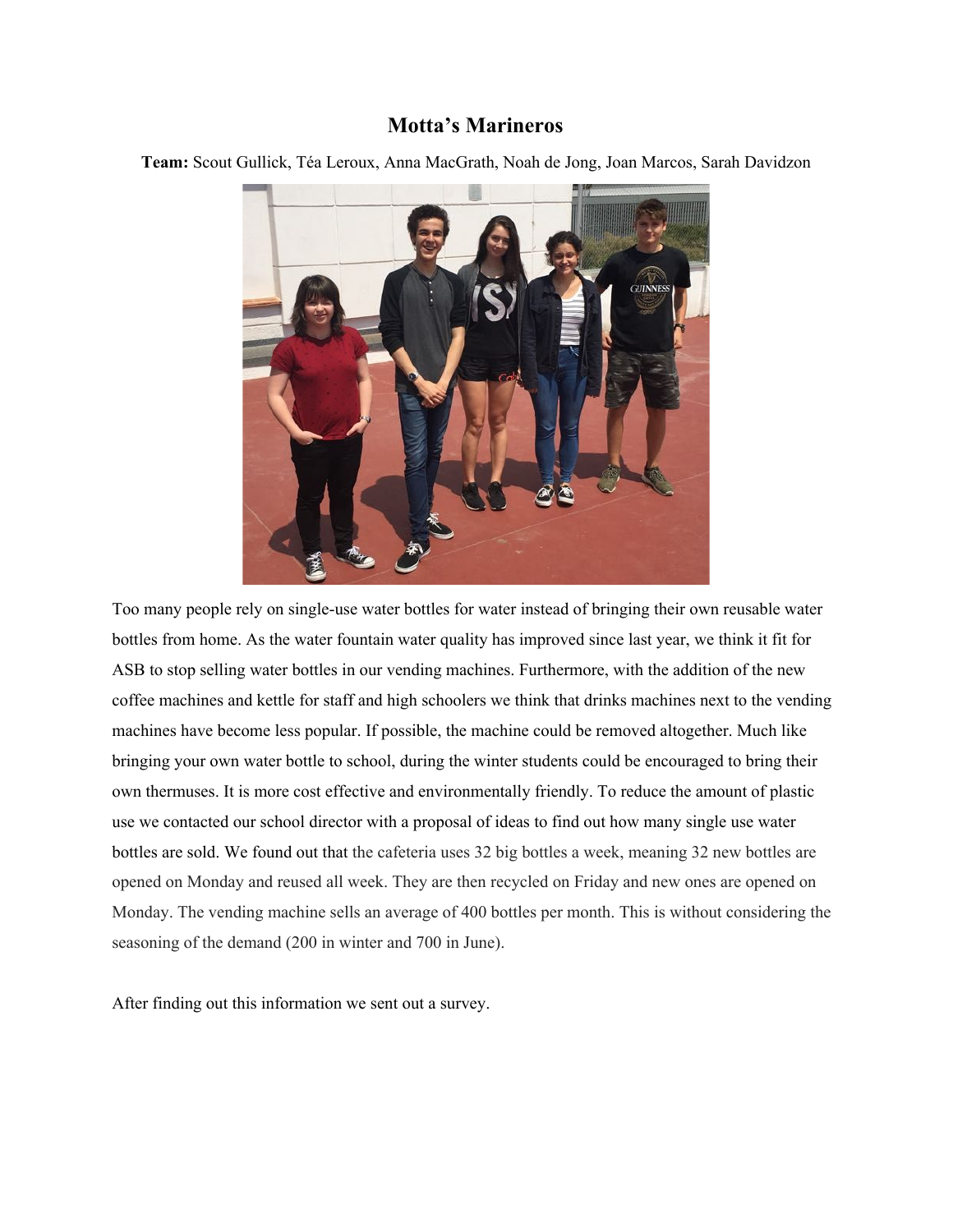# Motta's Marineros

**Team:** Scout Gullick, Téa Leroux, Anna MacGrath, Noah de Jong, Joan Marcos, Sarah Davidzon

Too many people rely on single-use water bottles for water instead of bringing their own reusable water bottles from home. As the water fountain water quality has improved since last year, we think it fit for ASB to stop selling water bottles in our vending machines. Furthermore, with the addition of the new coffee machines and kettle for staff and high schoolers we think that drinks machines next to the vending machines have become less popular. If possible, the machine could be removed altogether. Much like bringing your own water bottle to school, during the winter students could be encouraged to bring their own thermuses. It is more cost effective and environmentally friendly. To reduce the amount of plastic use we contacted our school director with a proposal of ideas to find out how many single use water bottles are sold. We found out that the cafeteria uses 32 big bottles a week, meaning 32 new bottles are opened on Monday and reused all week. They are then recycled on Friday and new ones are opened on Monday. The vending machine sells an average of 400 bottles per month. This is without considering the seasoning of the demand (200 in winter and 700 in June).

After finding out this information we sent out a survey.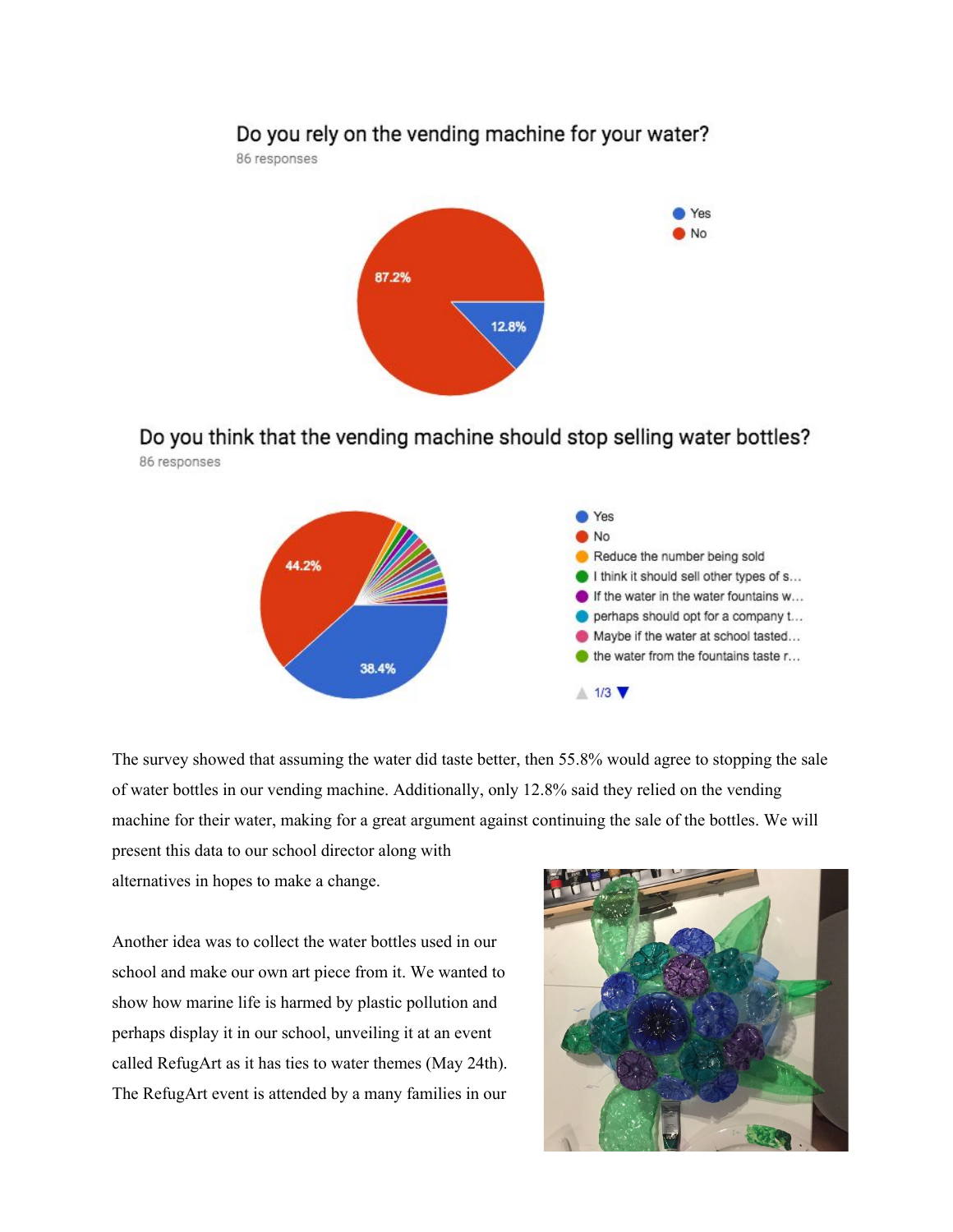Do you rely on the vending machine for your water?

86 responses

- Yes: 12.8%
- No: 87.2%

Do you think that the vending machine should stop selling water bottles?

86 responses

- Yes: 38.4%
- No: 44.2%
- Reduce the number being sold
- I think it should sell other types of s…
- If the water in the water fountains w…
- perhaps should opt for a company t…
- Maybe if the water at school tasted…
- the water from the fountains taste r…

1/3

The survey showed that assuming the water did taste better, then 55.8% would agree to stopping the sale of water bottles in our vending machine. Additionally, only 12.8% said they relied on the vending machine for their water, making for a great argument against continuing the sale of the bottles. We will present this data to our school director along with alternatives in hopes to make a change.

Another idea was to collect the water bottles used in our school and make our own art piece from it. We wanted to show how marine life is harmed by plastic pollution and perhaps display it in our school, unveiling it at an event called RefugArt as it has ties to water themes (May 24th). The RefugArt event is attended by a many families in our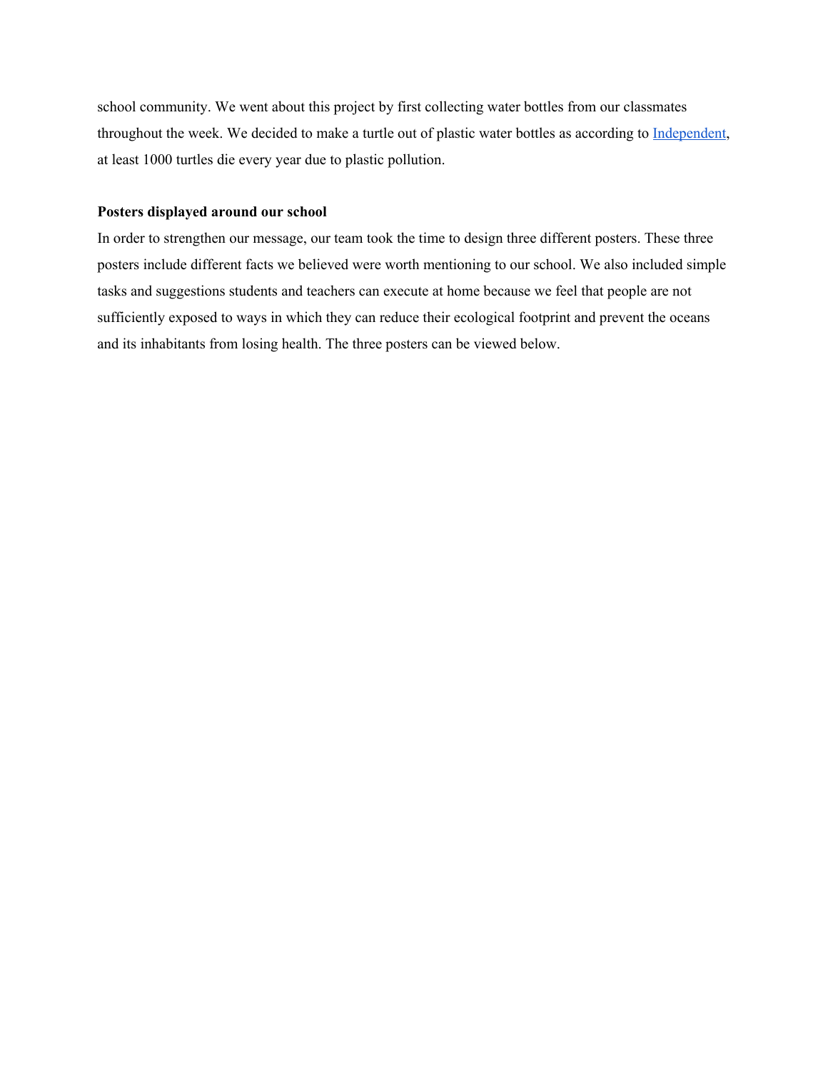school community. We went about this project by first collecting water bottles from our classmates throughout the week. We decided to make a turtle out of plastic water bottles as according to Independent, at least 1000 turtles die every year due to plastic pollution.

**Posters displayed around our school**

In order to strengthen our message, our team took the time to design three different posters. These three posters include different facts we believed were worth mentioning to our school. We also included simple tasks and suggestions students and teachers can execute at home because we feel that people are not sufficiently exposed to ways in which they can reduce their ecological footprint and prevent the oceans and its inhabitants from losing health. The three posters can be viewed below.